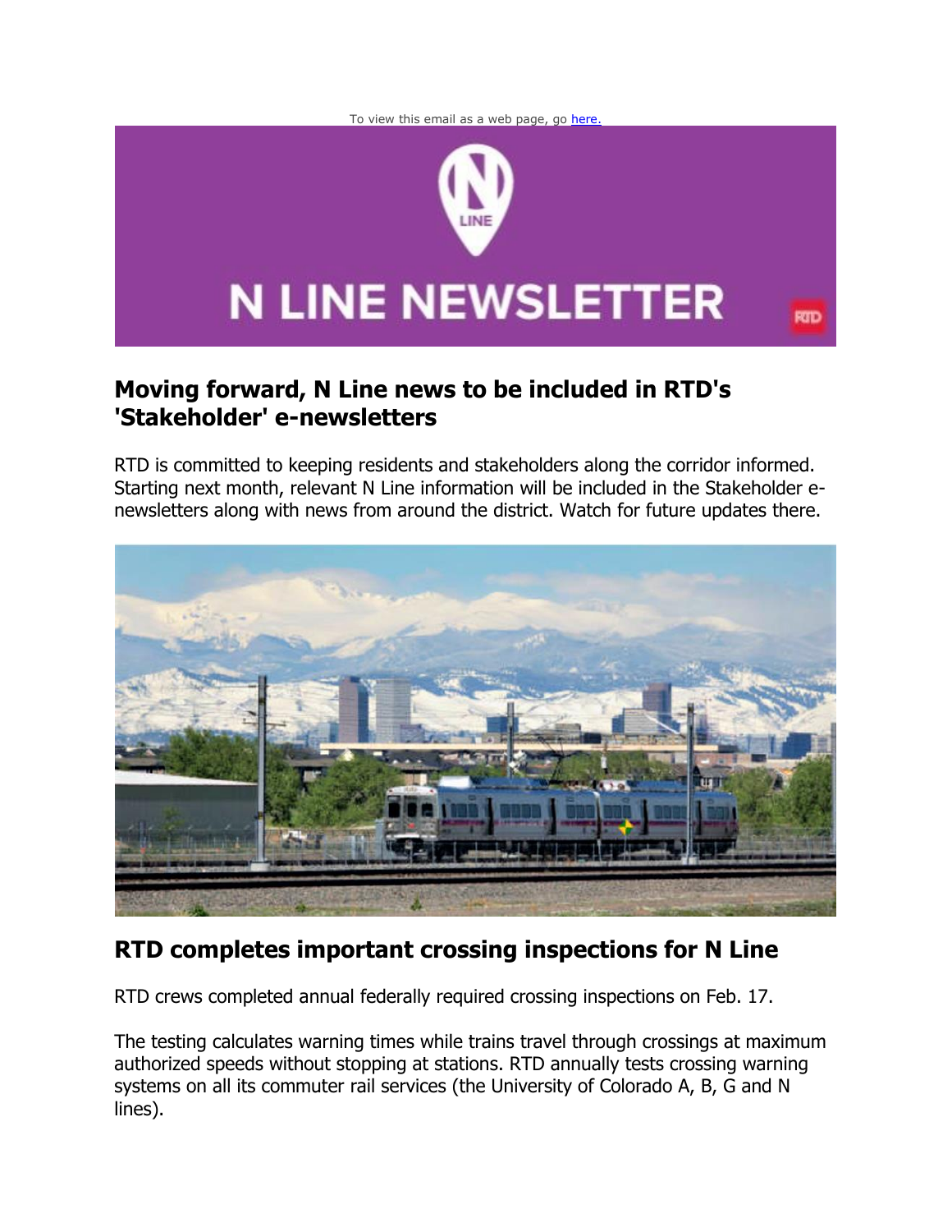To view this email as a web page, go here.

# N LINE NEWSLETTER

## Moving forward, N Line news to be included in RTD's 'Stakeholder' e-newsletters

RTD is committed to keeping residents and stakeholders along the corridor informed. Starting next month, relevant N Line information will be included in the Stakeholder e-newsletters along with news from around the district. Watch for future updates there.

## RTD completes important crossing inspections for N Line

RTD crews completed annual federally required crossing inspections on Feb. 17.

The testing calculates warning times while trains travel through crossings at maximum authorized speeds without stopping at stations. RTD annually tests crossing warning systems on all its commuter rail services (the University of Colorado A, B, G and N lines).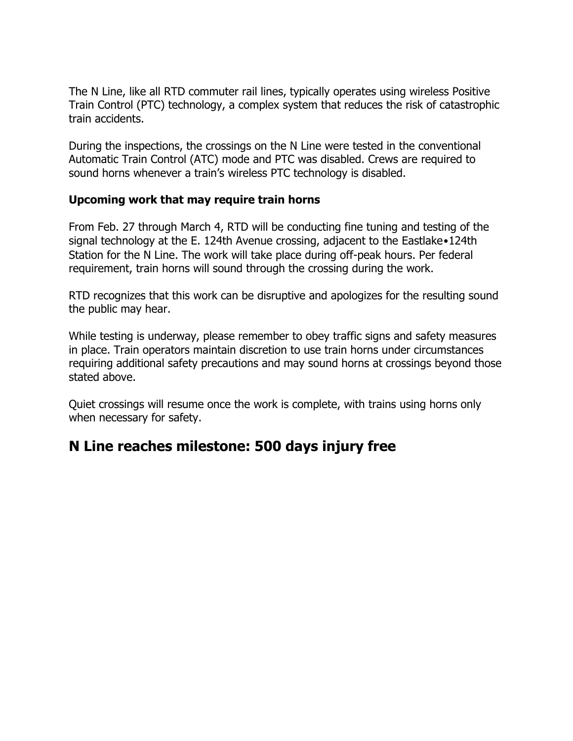The N Line, like all RTD commuter rail lines, typically operates using wireless Positive Train Control (PTC) technology, a complex system that reduces the risk of catastrophic train accidents.

During the inspections, the crossings on the N Line were tested in the conventional Automatic Train Control (ATC) mode and PTC was disabled. Crews are required to sound horns whenever a train's wireless PTC technology is disabled.

**Upcoming work that may require train horns**

From Feb. 27 through March 4, RTD will be conducting fine tuning and testing of the signal technology at the E. 124th Avenue crossing, adjacent to the Eastlake•124th Station for the N Line. The work will take place during off-peak hours. Per federal requirement, train horns will sound through the crossing during the work.

RTD recognizes that this work can be disruptive and apologizes for the resulting sound the public may hear.

While testing is underway, please remember to obey traffic signs and safety measures in place. Train operators maintain discretion to use train horns under circumstances requiring additional safety precautions and may sound horns at crossings beyond those stated above.

Quiet crossings will resume once the work is complete, with trains using horns only when necessary for safety.

## N Line reaches milestone: 500 days injury free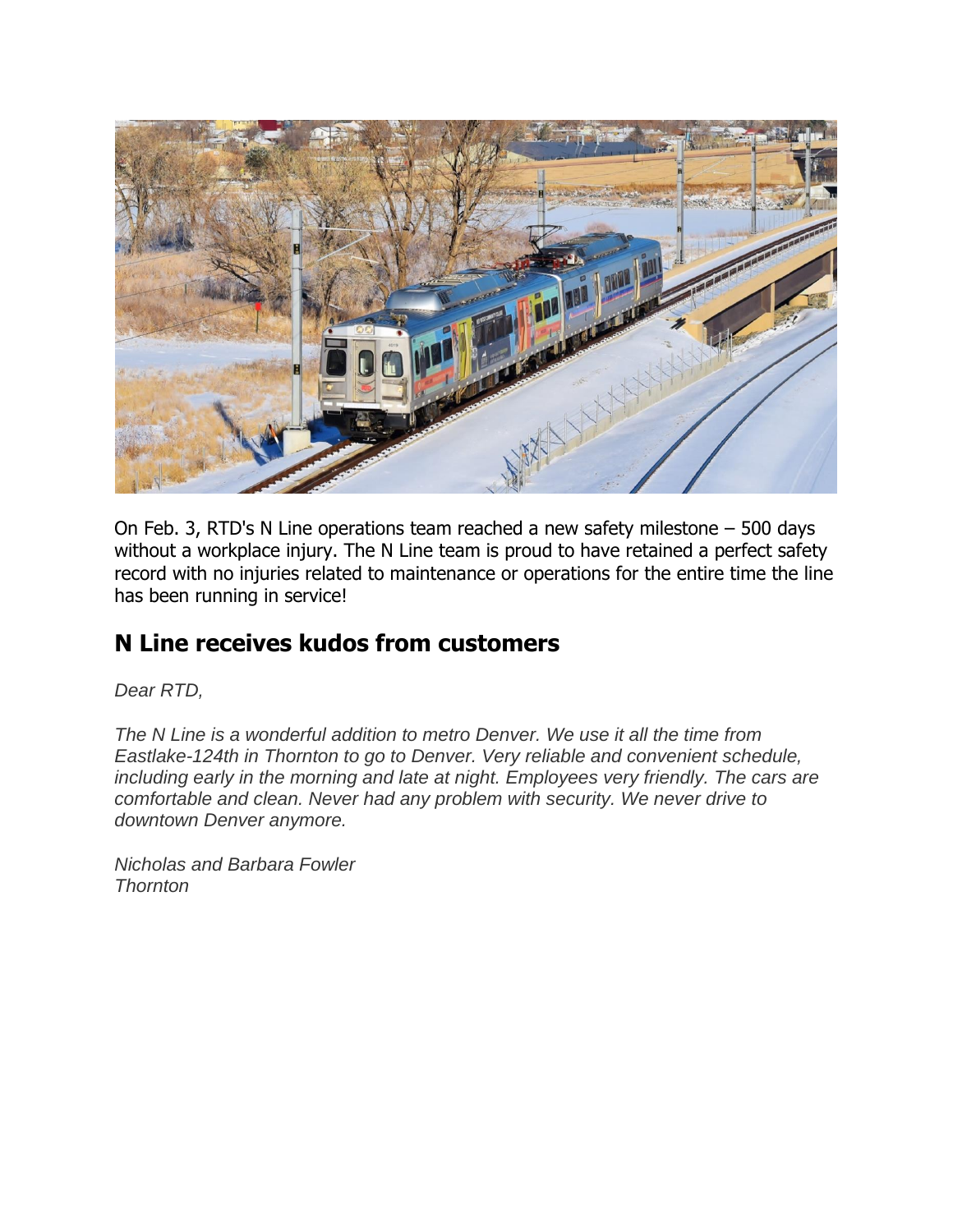On Feb. 3, RTD's N Line operations team reached a new safety milestone – 500 days without a workplace injury. The N Line team is proud to have retained a perfect safety record with no injuries related to maintenance or operations for the entire time the line has been running in service!

## N Line receives kudos from customers

*Dear RTD,*

*The N Line is a wonderful addition to metro Denver. We use it all the time from Eastlake-124th in Thornton to go to Denver. Very reliable and convenient schedule, including early in the morning and late at night. Employees very friendly. The cars are comfortable and clean. Never had any problem with security. We never drive to downtown Denver anymore.*

*Nicholas and Barbara Fowler*
*Thornton*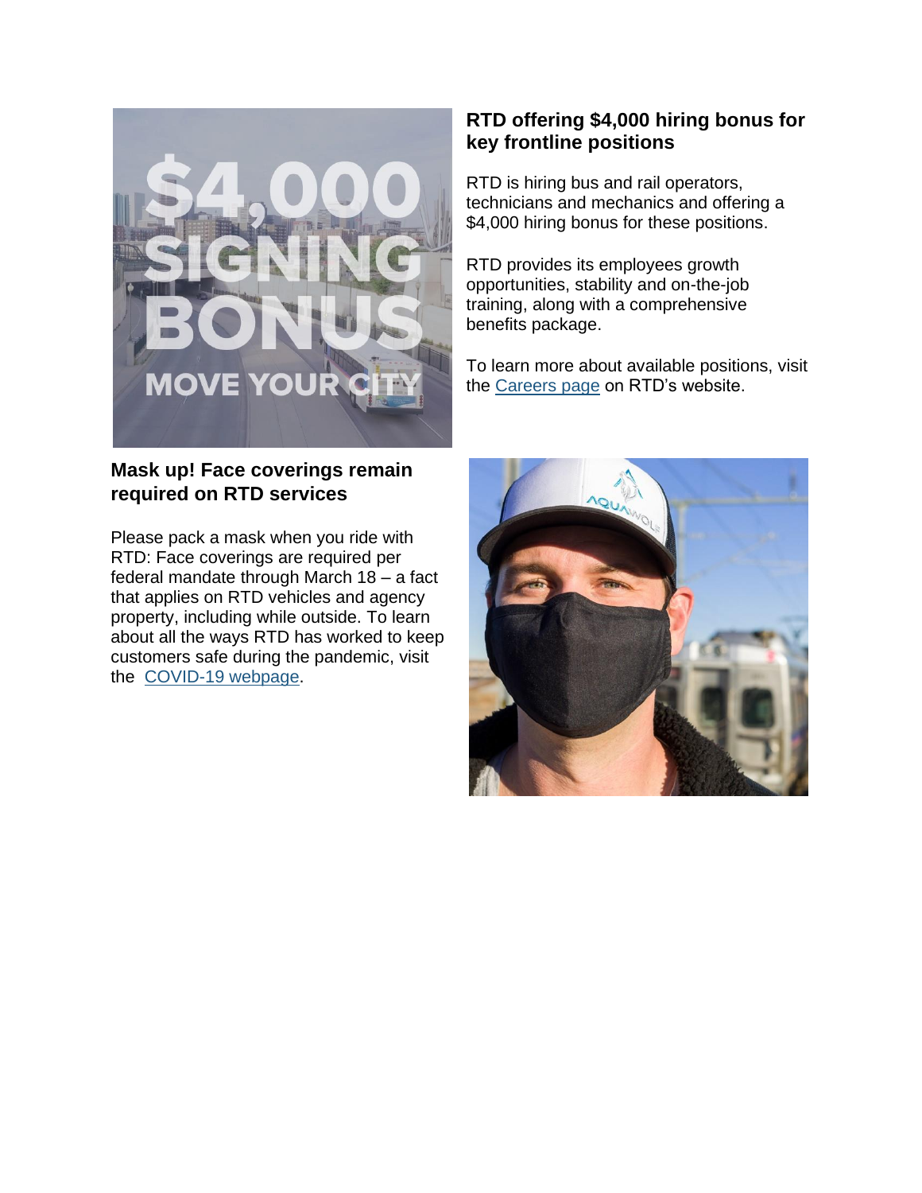## RTD offering $4,000 hiring bonus for key frontline positions

RTD is hiring bus and rail operators, technicians and mechanics and offering a $4,000 hiring bonus for these positions.

RTD provides its employees growth opportunities, stability and on-the-job training, along with a comprehensive benefits package.

To learn more about available positions, visit the Careers page on RTD's website.

## Mask up! Face coverings remain required on RTD services

Please pack a mask when you ride with RTD: Face coverings are required per federal mandate through March 18 – a fact that applies on RTD vehicles and agency property, including while outside. To learn about all the ways RTD has worked to keep customers safe during the pandemic, visit the COVID-19 webpage.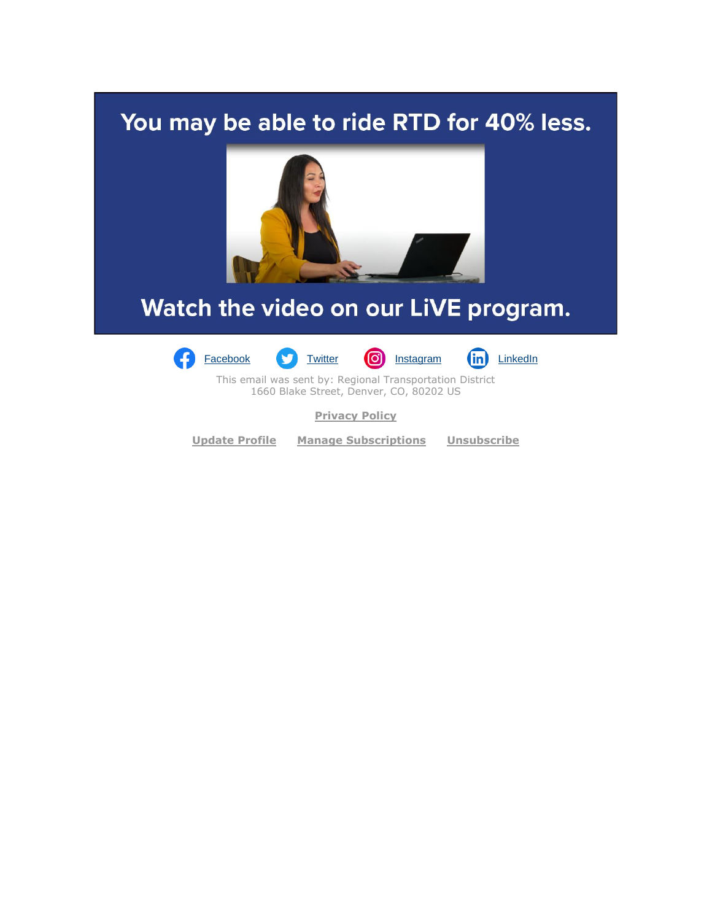**You may be able to ride RTD for 40% less.**

**Watch the video on our LiVE program.**

Facebook Twitter Instagram LinkedIn

This email was sent by: Regional Transportation District
1660 Blake Street, Denver, CO, 80202 US

**Privacy Policy**

**Update Profile** **Manage Subscriptions** **Unsubscribe**